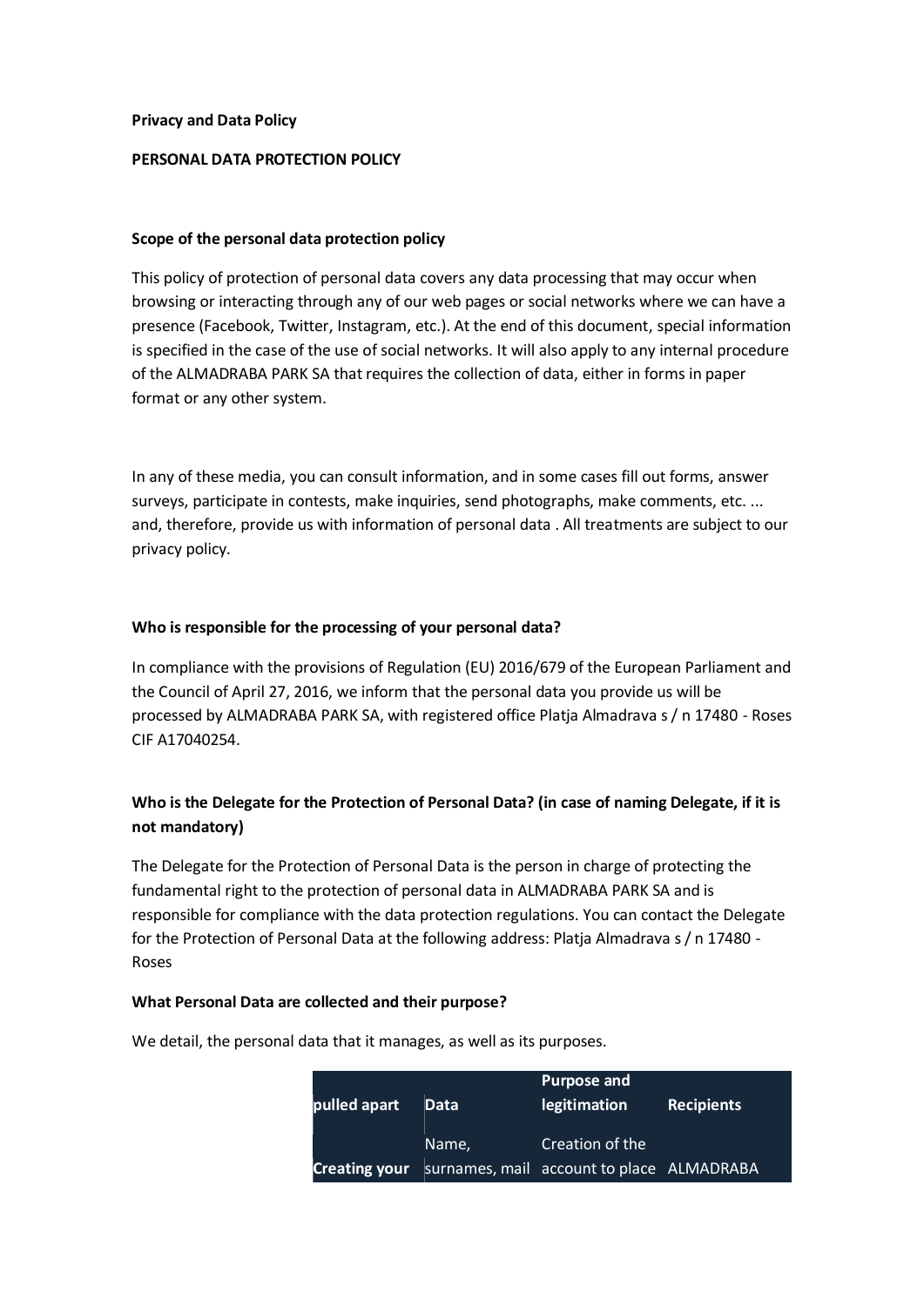**Privacy and Data Policy**

**PERSONAL DATA PROTECTION POLICY**

**Scope of the personal data protection policy**

This policy of protection of personal data covers any data processing that may occur when browsing or interacting through any of our web pages or social networks where we can have a presence (Facebook, Twitter, Instagram, etc.). At the end of this document, special information is specified in the case of the use of social networks. It will also apply to any internal procedure of the ALMADRABA PARK SA that requires the collection of data, either in forms in paper format or any other system.

In any of these media, you can consult information, and in some cases fill out forms, answer surveys, participate in contests, make inquiries, send photographs, make comments, etc. ... and, therefore, provide us with information of personal data . All treatments are subject to our privacy policy.

**Who is responsible for the processing of your personal data?**

In compliance with the provisions of Regulation (EU) 2016/679 of the European Parliament and the Council of April 27, 2016, we inform that the personal data you provide us will be processed by ALMADRABA PARK SA, with registered office Platja Almadrava s / n 17480 - Roses CIF A17040254.

**Who is the Delegate for the Protection of Personal Data? (in case of naming Delegate, if it is not mandatory)**

The Delegate for the Protection of Personal Data is the person in charge of protecting the fundamental right to the protection of personal data in ALMADRABA PARK SA and is responsible for compliance with the data protection regulations. You can contact the Delegate for the Protection of Personal Data at the following address: Platja Almadrava s / n 17480 - Roses

**What Personal Data are collected and their purpose?**

We detail, the personal data that it manages, as well as its purposes.

| pulled apart | Data | Purpose and legitimation | Recipients |
|---|---|---|---|
| **Creating your** | Name, surnames, mail | Creation of the account to place | ALMADRABA |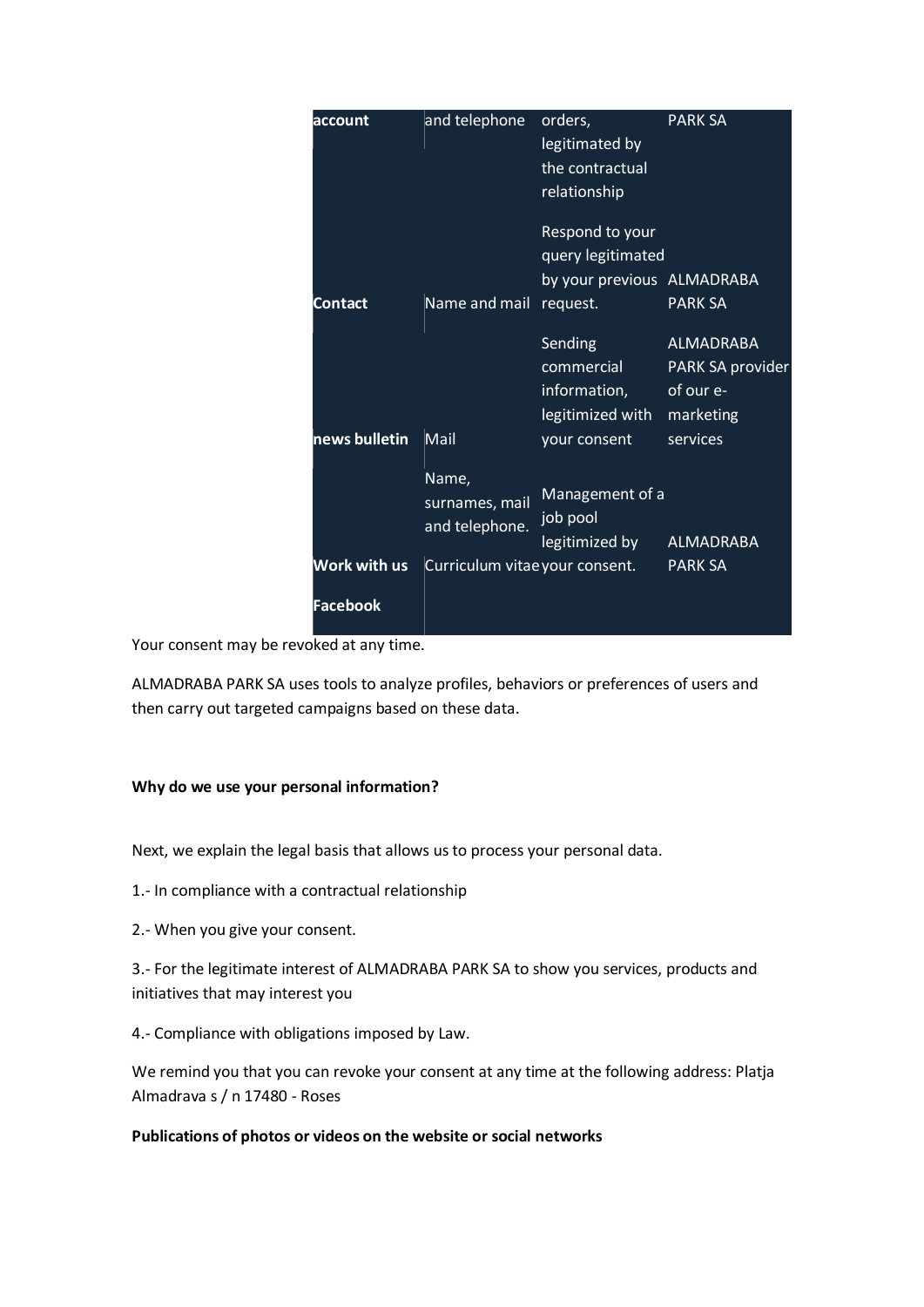| | | | |
|---|---|---|---|
| **account** | and telephone | orders, legitimated by the contractual relationship | PARK SA |
| **Contact** | Name and mail | Respond to your query legitimated by your previous request. | ALMADRABA PARK SA |
| **news bulletin** | Mail | Sending commercial information, legitimized with your consent | ALMADRABA PARK SA provider of our e-marketing services |
| **Work with us** | Name, surnames, mail and telephone. Curriculum vitae | Management of a job pool legitimized by your consent. | ALMADRABA PARK SA |
| **Facebook** | | | |

Your consent may be revoked at any time.

ALMADRABA PARK SA uses tools to analyze profiles, behaviors or preferences of users and then carry out targeted campaigns based on these data.

**Why do we use your personal information?**

Next, we explain the legal basis that allows us to process your personal data.

1.- In compliance with a contractual relationship

2.- When you give your consent.

3.- For the legitimate interest of ALMADRABA PARK SA to show you services, products and initiatives that may interest you

4.- Compliance with obligations imposed by Law.

We remind you that you can revoke your consent at any time at the following address: Platja Almadrava s / n 17480 - Roses

**Publications of photos or videos on the website or social networks**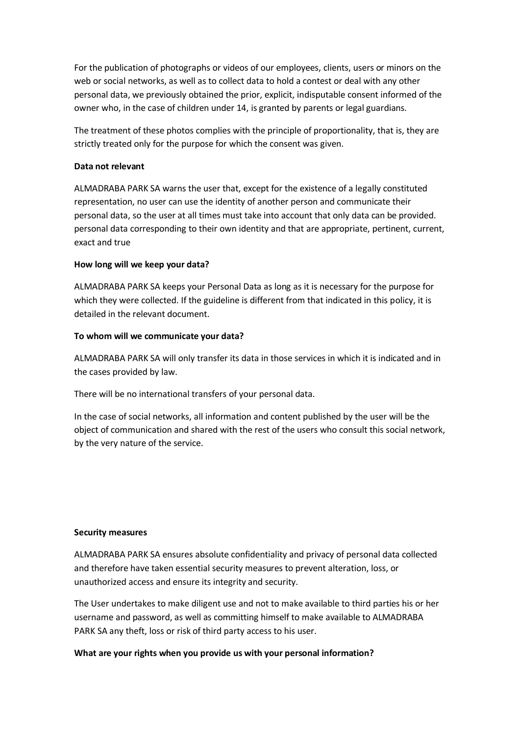For the publication of photographs or videos of our employees, clients, users or minors on the web or social networks, as well as to collect data to hold a contest or deal with any other personal data, we previously obtained the prior, explicit, indisputable consent informed of the owner who, in the case of children under 14, is granted by parents or legal guardians.

The treatment of these photos complies with the principle of proportionality, that is, they are strictly treated only for the purpose for which the consent was given.

**Data not relevant**

ALMADRABA PARK SA warns the user that, except for the existence of a legally constituted representation, no user can use the identity of another person and communicate their personal data, so the user at all times must take into account that only data can be provided. personal data corresponding to their own identity and that are appropriate, pertinent, current, exact and true

**How long will we keep your data?**

ALMADRABA PARK SA keeps your Personal Data as long as it is necessary for the purpose for which they were collected. If the guideline is different from that indicated in this policy, it is detailed in the relevant document.

**To whom will we communicate your data?**

ALMADRABA PARK SA will only transfer its data in those services in which it is indicated and in the cases provided by law.

There will be no international transfers of your personal data.

In the case of social networks, all information and content published by the user will be the object of communication and shared with the rest of the users who consult this social network, by the very nature of the service.

**Security measures**

ALMADRABA PARK SA ensures absolute confidentiality and privacy of personal data collected and therefore have taken essential security measures to prevent alteration, loss, or unauthorized access and ensure its integrity and security.

The User undertakes to make diligent use and not to make available to third parties his or her username and password, as well as committing himself to make available to ALMADRABA PARK SA any theft, loss or risk of third party access to his user.

**What are your rights when you provide us with your personal information?**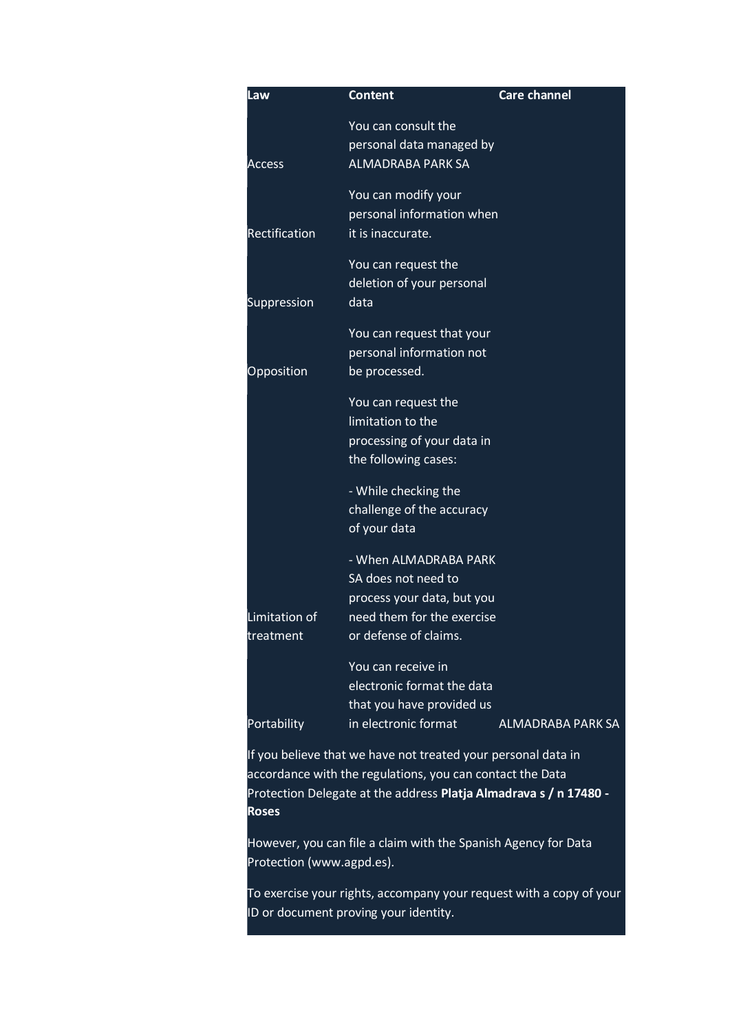| Law | Content | Care channel |
|---|---|---|
| Access | You can consult the personal data managed by ALMADRABA PARK SA | |
| Rectification | You can modify your personal information when it is inaccurate. | |
| Suppression | You can request the deletion of your personal data | |
| Opposition | You can request that your personal information not be processed. | |
| Limitation of treatment | You can request the limitation to the processing of your data in the following cases:<br><br>- While checking the challenge of the accuracy of your data<br><br>- When ALMADRABA PARK SA does not need to process your data, but you need them for the exercise or defense of claims. | |
| Portability | You can receive in electronic format the data that you have provided us in electronic format | ALMADRABA PARK SA |

If you believe that we have not treated your personal data in accordance with the regulations, you can contact the Data Protection Delegate at the address **Platja Almadrava s / n 17480 - Roses**

However, you can file a claim with the Spanish Agency for Data Protection (www.agpd.es).

To exercise your rights, accompany your request with a copy of your ID or document proving your identity.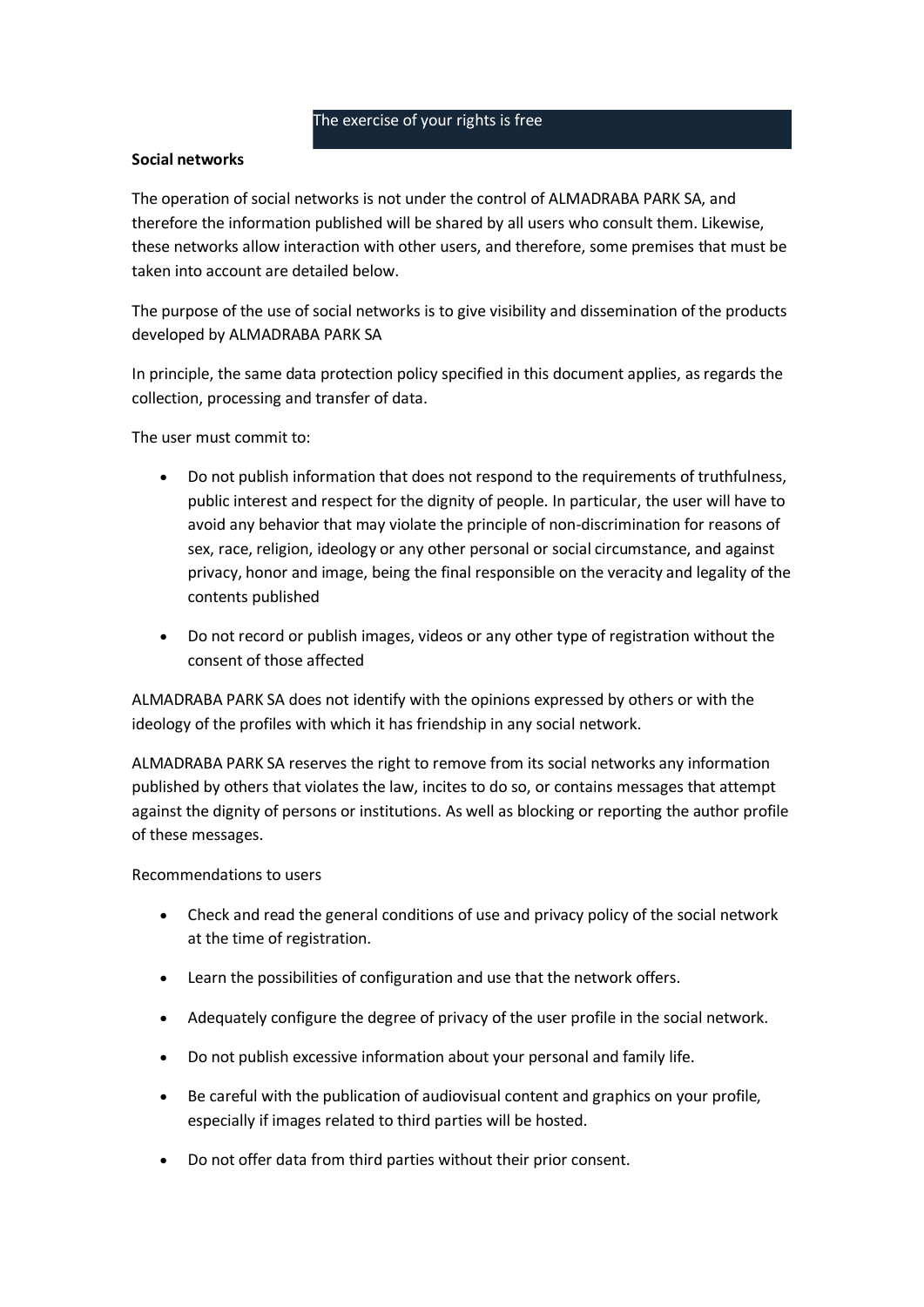The exercise of your rights is free

**Social networks**

The operation of social networks is not under the control of ALMADRABA PARK SA, and therefore the information published will be shared by all users who consult them. Likewise, these networks allow interaction with other users, and therefore, some premises that must be taken into account are detailed below.

The purpose of the use of social networks is to give visibility and dissemination of the products developed by ALMADRABA PARK SA

In principle, the same data protection policy specified in this document applies, as regards the collection, processing and transfer of data.

The user must commit to:

- Do not publish information that does not respond to the requirements of truthfulness, public interest and respect for the dignity of people. In particular, the user will have to avoid any behavior that may violate the principle of non-discrimination for reasons of sex, race, religion, ideology or any other personal or social circumstance, and against privacy, honor and image, being the final responsible on the veracity and legality of the contents published
- Do not record or publish images, videos or any other type of registration without the consent of those affected

ALMADRABA PARK SA does not identify with the opinions expressed by others or with the ideology of the profiles with which it has friendship in any social network.

ALMADRABA PARK SA reserves the right to remove from its social networks any information published by others that violates the law, incites to do so, or contains messages that attempt against the dignity of persons or institutions. As well as blocking or reporting the author profile of these messages.

Recommendations to users

- Check and read the general conditions of use and privacy policy of the social network at the time of registration.
- Learn the possibilities of configuration and use that the network offers.
- Adequately configure the degree of privacy of the user profile in the social network.
- Do not publish excessive information about your personal and family life.
- Be careful with the publication of audiovisual content and graphics on your profile, especially if images related to third parties will be hosted.
- Do not offer data from third parties without their prior consent.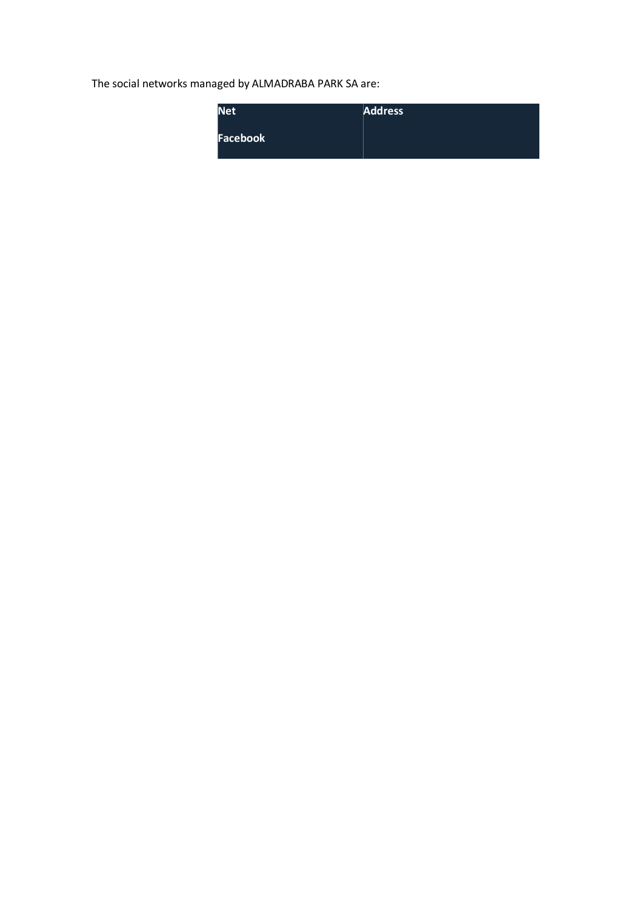The social networks managed by ALMADRABA PARK SA are:

| Net | Address |
| --- | --- |
| Facebook | |